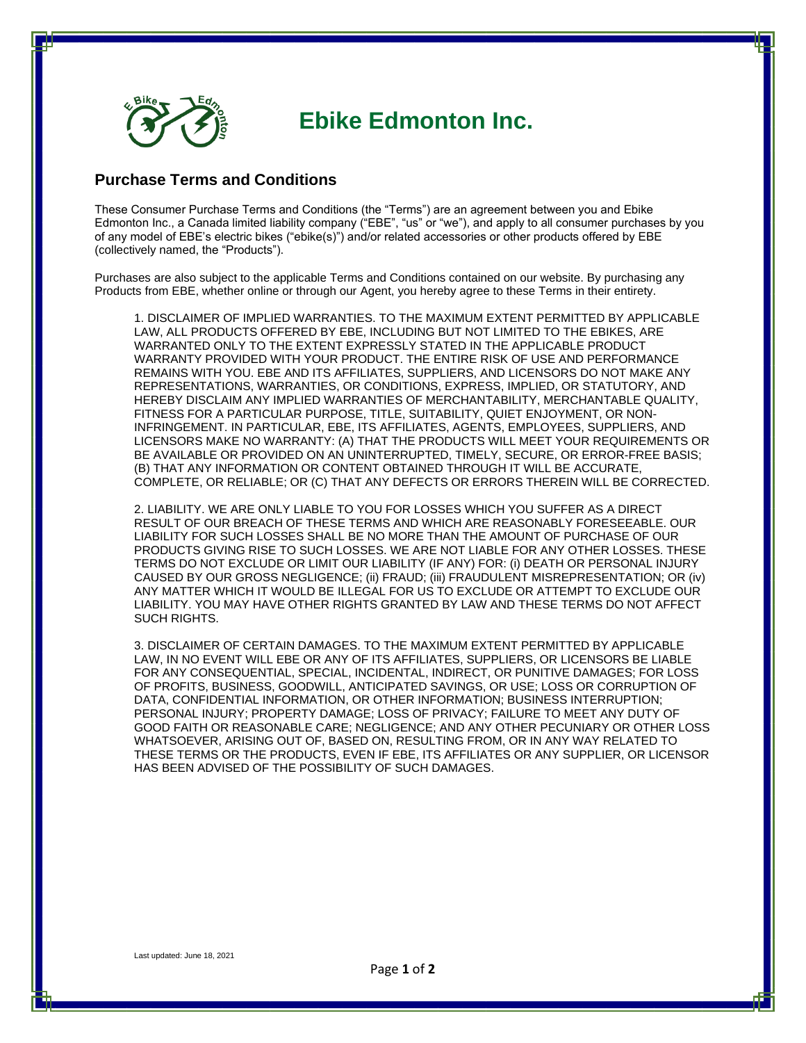# Ebike Edmonton Inc.

## Purchase Terms and Conditions

These Consumer Purchase Terms and Conditions (the "Terms") are an agreement between you and Ebike Edmonton Inc., a Canada limited liability company ("EBE", "us" or "we"), and apply to all consumer purchases by you of any model of EBE's electric bikes ("ebike(s)") and/or related accessories or other products offered by EBE (collectively named, the "Products").

Purchases are also subject to the applicable Terms and Conditions contained on our website. By purchasing any Products from EBE, whether online or through our Agent, you hereby agree to these Terms in their entirety.

1. DISCLAIMER OF IMPLIED WARRANTIES. TO THE MAXIMUM EXTENT PERMITTED BY APPLICABLE LAW, ALL PRODUCTS OFFERED BY EBE, INCLUDING BUT NOT LIMITED TO THE EBIKES, ARE WARRANTED ONLY TO THE EXTENT EXPRESSLY STATED IN THE APPLICABLE PRODUCT WARRANTY PROVIDED WITH YOUR PRODUCT. THE ENTIRE RISK OF USE AND PERFORMANCE REMAINS WITH YOU. EBE AND ITS AFFILIATES, SUPPLIERS, AND LICENSORS DO NOT MAKE ANY REPRESENTATIONS, WARRANTIES, OR CONDITIONS, EXPRESS, IMPLIED, OR STATUTORY, AND HEREBY DISCLAIM ANY IMPLIED WARRANTIES OF MERCHANTABILITY, MERCHANTABLE QUALITY, FITNESS FOR A PARTICULAR PURPOSE, TITLE, SUITABILITY, QUIET ENJOYMENT, OR NON-INFRINGEMENT. IN PARTICULAR, EBE, ITS AFFILIATES, AGENTS, EMPLOYEES, SUPPLIERS, AND LICENSORS MAKE NO WARRANTY: (A) THAT THE PRODUCTS WILL MEET YOUR REQUIREMENTS OR BE AVAILABLE OR PROVIDED ON AN UNINTERRUPTED, TIMELY, SECURE, OR ERROR-FREE BASIS; (B) THAT ANY INFORMATION OR CONTENT OBTAINED THROUGH IT WILL BE ACCURATE, COMPLETE, OR RELIABLE; OR (C) THAT ANY DEFECTS OR ERRORS THEREIN WILL BE CORRECTED.

2. LIABILITY. WE ARE ONLY LIABLE TO YOU FOR LOSSES WHICH YOU SUFFER AS A DIRECT RESULT OF OUR BREACH OF THESE TERMS AND WHICH ARE REASONABLY FORESEEABLE. OUR LIABILITY FOR SUCH LOSSES SHALL BE NO MORE THAN THE AMOUNT OF PURCHASE OF OUR PRODUCTS GIVING RISE TO SUCH LOSSES. WE ARE NOT LIABLE FOR ANY OTHER LOSSES. THESE TERMS DO NOT EXCLUDE OR LIMIT OUR LIABILITY (IF ANY) FOR: (i) DEATH OR PERSONAL INJURY CAUSED BY OUR GROSS NEGLIGENCE; (ii) FRAUD; (iii) FRAUDULENT MISREPRESENTATION; OR (iv) ANY MATTER WHICH IT WOULD BE ILLEGAL FOR US TO EXCLUDE OR ATTEMPT TO EXCLUDE OUR LIABILITY. YOU MAY HAVE OTHER RIGHTS GRANTED BY LAW AND THESE TERMS DO NOT AFFECT SUCH RIGHTS.

3. DISCLAIMER OF CERTAIN DAMAGES. TO THE MAXIMUM EXTENT PERMITTED BY APPLICABLE LAW, IN NO EVENT WILL EBE OR ANY OF ITS AFFILIATES, SUPPLIERS, OR LICENSORS BE LIABLE FOR ANY CONSEQUENTIAL, SPECIAL, INCIDENTAL, INDIRECT, OR PUNITIVE DAMAGES; FOR LOSS OF PROFITS, BUSINESS, GOODWILL, ANTICIPATED SAVINGS, OR USE; LOSS OR CORRUPTION OF DATA, CONFIDENTIAL INFORMATION, OR OTHER INFORMATION; BUSINESS INTERRUPTION; PERSONAL INJURY; PROPERTY DAMAGE; LOSS OF PRIVACY; FAILURE TO MEET ANY DUTY OF GOOD FAITH OR REASONABLE CARE; NEGLIGENCE; AND ANY OTHER PECUNIARY OR OTHER LOSS WHATSOEVER, ARISING OUT OF, BASED ON, RESULTING FROM, OR IN ANY WAY RELATED TO THESE TERMS OR THE PRODUCTS, EVEN IF EBE, ITS AFFILIATES OR ANY SUPPLIER, OR LICENSOR HAS BEEN ADVISED OF THE POSSIBILITY OF SUCH DAMAGES.

Last updated: June 18, 2021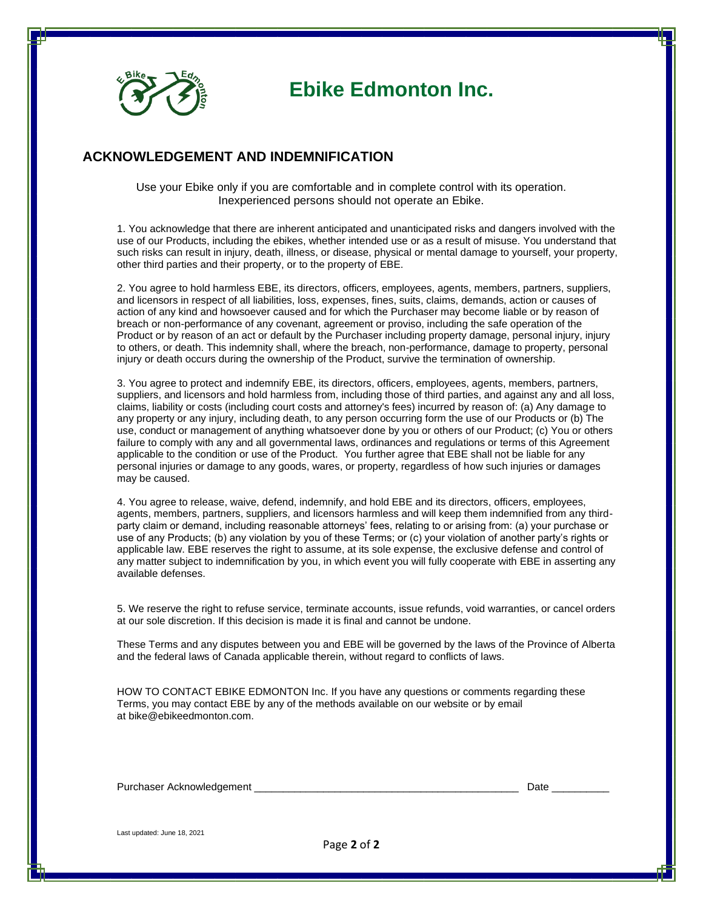# Ebike Edmonton Inc.

## ACKNOWLEDGEMENT AND INDEMNIFICATION

Use your Ebike only if you are comfortable and in complete control with its operation. Inexperienced persons should not operate an Ebike.

1. You acknowledge that there are inherent anticipated and unanticipated risks and dangers involved with the use of our Products, including the ebikes, whether intended use or as a result of misuse. You understand that such risks can result in injury, death, illness, or disease, physical or mental damage to yourself, your property, other third parties and their property, or to the property of EBE.

2. You agree to hold harmless EBE, its directors, officers, employees, agents, members, partners, suppliers, and licensors in respect of all liabilities, loss, expenses, fines, suits, claims, demands, action or causes of action of any kind and howsoever caused and for which the Purchaser may become liable or by reason of breach or non-performance of any covenant, agreement or proviso, including the safe operation of the Product or by reason of an act or default by the Purchaser including property damage, personal injury, injury to others, or death. This indemnity shall, where the breach, non-performance, damage to property, personal injury or death occurs during the ownership of the Product, survive the termination of ownership.

3. You agree to protect and indemnify EBE, its directors, officers, employees, agents, members, partners, suppliers, and licensors and hold harmless from, including those of third parties, and against any and all loss, claims, liability or costs (including court costs and attorney's fees) incurred by reason of: (a) Any damage to any property or any injury, including death, to any person occurring form the use of our Products or (b) The use, conduct or management of anything whatsoever done by you or others of our Product; (c) You or others failure to comply with any and all governmental laws, ordinances and regulations or terms of this Agreement applicable to the condition or use of the Product. You further agree that EBE shall not be liable for any personal injuries or damage to any goods, wares, or property, regardless of how such injuries or damages may be caused.

4. You agree to release, waive, defend, indemnify, and hold EBE and its directors, officers, employees, agents, members, partners, suppliers, and licensors harmless and will keep them indemnified from any third-party claim or demand, including reasonable attorneys' fees, relating to or arising from: (a) your purchase or use of any Products; (b) any violation by you of these Terms; or (c) your violation of another party's rights or applicable law. EBE reserves the right to assume, at its sole expense, the exclusive defense and control of any matter subject to indemnification by you, in which event you will fully cooperate with EBE in asserting any available defenses.

5. We reserve the right to refuse service, terminate accounts, issue refunds, void warranties, or cancel orders at our sole discretion. If this decision is made it is final and cannot be undone.

These Terms and any disputes between you and EBE will be governed by the laws of the Province of Alberta and the federal laws of Canada applicable therein, without regard to conflicts of laws.

HOW TO CONTACT EBIKE EDMONTON Inc. If you have any questions or comments regarding these Terms, you may contact EBE by any of the methods available on our website or by email at bike@ebikeedmonton.com.

Purchaser Acknowledgement _______________________________________________ Date __________

Last updated: June 18, 2021